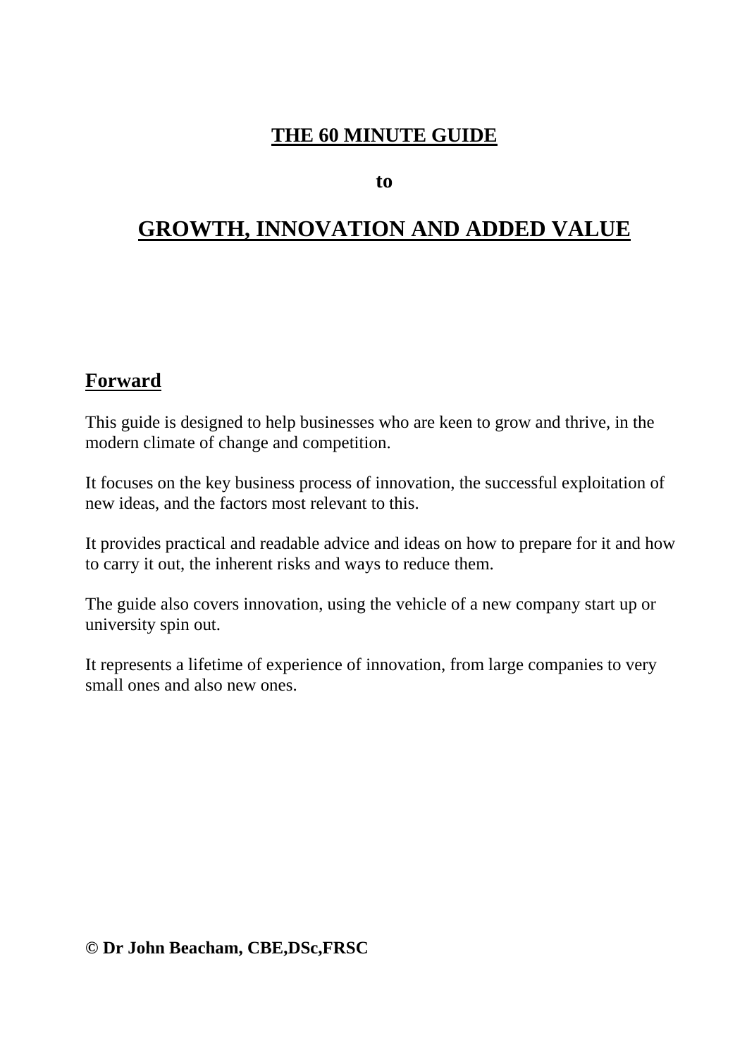**THE 60 MINUTE GUIDE**

**to**

# GROWTH, INNOVATION AND ADDED VALUE

## Forward

This guide is designed to help businesses who are keen to grow and thrive, in the modern climate of change and competition.

It focuses on the key business process of innovation, the successful exploitation of new ideas, and the factors most relevant to this.

It provides practical and readable advice and ideas on how to prepare for it and how to carry it out, the inherent risks and ways to reduce them.

The guide also covers innovation, using the vehicle of a new company start up or university spin out.

It represents a lifetime of experience of innovation, from large companies to very small ones and also new ones.

**© Dr John Beacham, CBE,DSc,FRSC**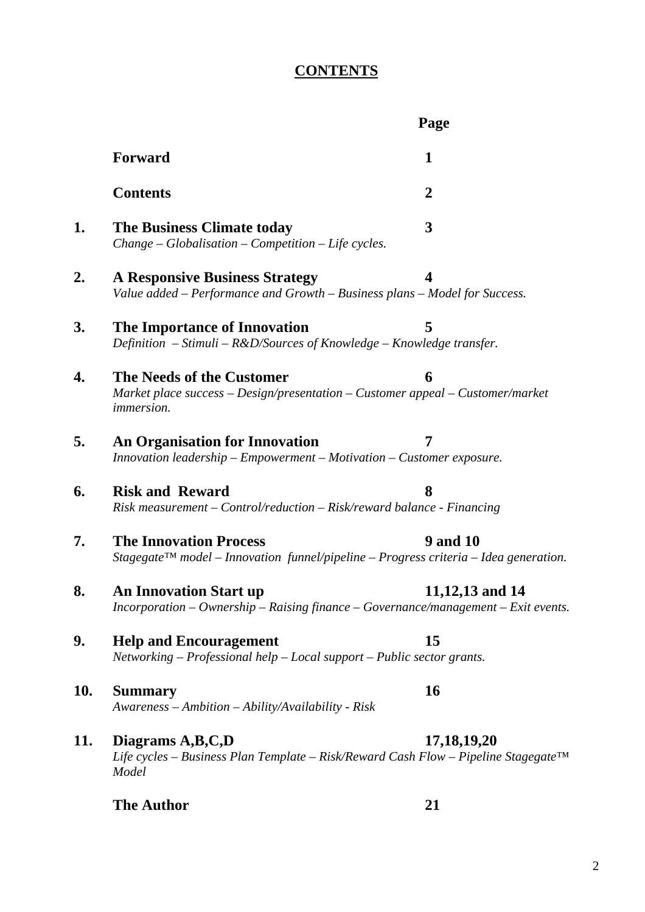# CONTENTS

| | | Page |
|---|---|---|
| | **Forward** | **1** |
| | **Contents** | **2** |
| **1.** | **The Business Climate today**<br>*Change – Globalisation – Competition – Life cycles.* | **3** |
| **2.** | **A Responsive Business Strategy**<br>*Value added – Performance and Growth – Business plans – Model for Success.* | **4** |
| **3.** | **The Importance of Innovation**<br>*Definition – Stimuli – R&D/Sources of Knowledge – Knowledge transfer.* | **5** |
| **4.** | **The Needs of the Customer**<br>*Market place success – Design/presentation – Customer appeal – Customer/market immersion.* | **6** |
| **5.** | **An Organisation for Innovation**<br>*Innovation leadership – Empowerment – Motivation – Customer exposure.* | **7** |
| **6.** | **Risk and Reward**<br>*Risk measurement – Control/reduction – Risk/reward balance - Financing* | **8** |
| **7.** | **The Innovation Process**<br>*Stagegate™ model – Innovation funnel/pipeline – Progress criteria – Idea generation.* | **9 and 10** |
| **8.** | **An Innovation Start up**<br>*Incorporation – Ownership – Raising finance – Governance/management – Exit events.* | **11,12,13 and 14** |
| **9.** | **Help and Encouragement**<br>*Networking – Professional help – Local support – Public sector grants.* | **15** |
| **10.** | **Summary**<br>*Awareness – Ambition – Ability/Availability - Risk* | **16** |
| **11.** | **Diagrams A,B,C,D**<br>*Life cycles – Business Plan Template – Risk/Reward Cash Flow – Pipeline Stagegate™ Model* | **17,18,19,20** |
| | **The Author** | **21** |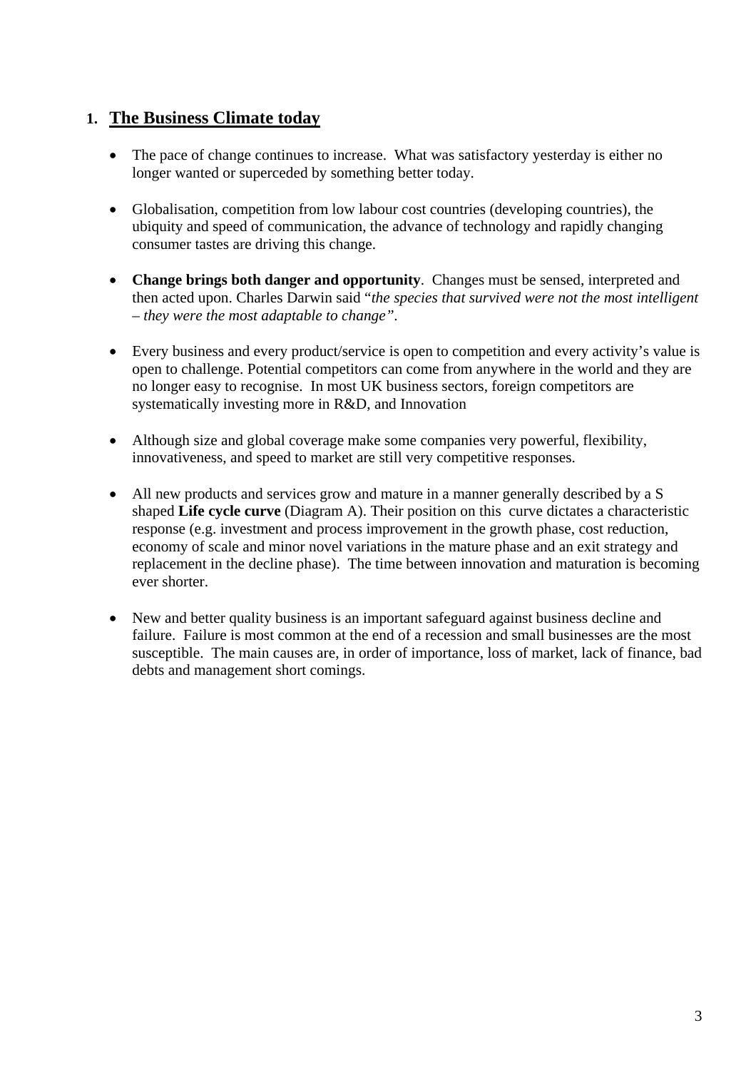## 1. <u>The Business Climate today</u>

- The pace of change continues to increase. What was satisfactory yesterday is either no longer wanted or superceded by something better today.

- Globalisation, competition from low labour cost countries (developing countries), the ubiquity and speed of communication, the advance of technology and rapidly changing consumer tastes are driving this change.

- **Change brings both danger and opportunity**. Changes must be sensed, interpreted and then acted upon. Charles Darwin said "*the species that survived were not the most intelligent – they were the most adaptable to change*".

- Every business and every product/service is open to competition and every activity's value is open to challenge. Potential competitors can come from anywhere in the world and they are no longer easy to recognise. In most UK business sectors, foreign competitors are systematically investing more in R&D, and Innovation

- Although size and global coverage make some companies very powerful, flexibility, innovativeness, and speed to market are still very competitive responses.

- All new products and services grow and mature in a manner generally described by a S shaped **Life cycle curve** (Diagram A). Their position on this curve dictates a characteristic response (e.g. investment and process improvement in the growth phase, cost reduction, economy of scale and minor novel variations in the mature phase and an exit strategy and replacement in the decline phase). The time between innovation and maturation is becoming ever shorter.

- New and better quality business is an important safeguard against business decline and failure. Failure is most common at the end of a recession and small businesses are the most susceptible. The main causes are, in order of importance, loss of market, lack of finance, bad debts and management short comings.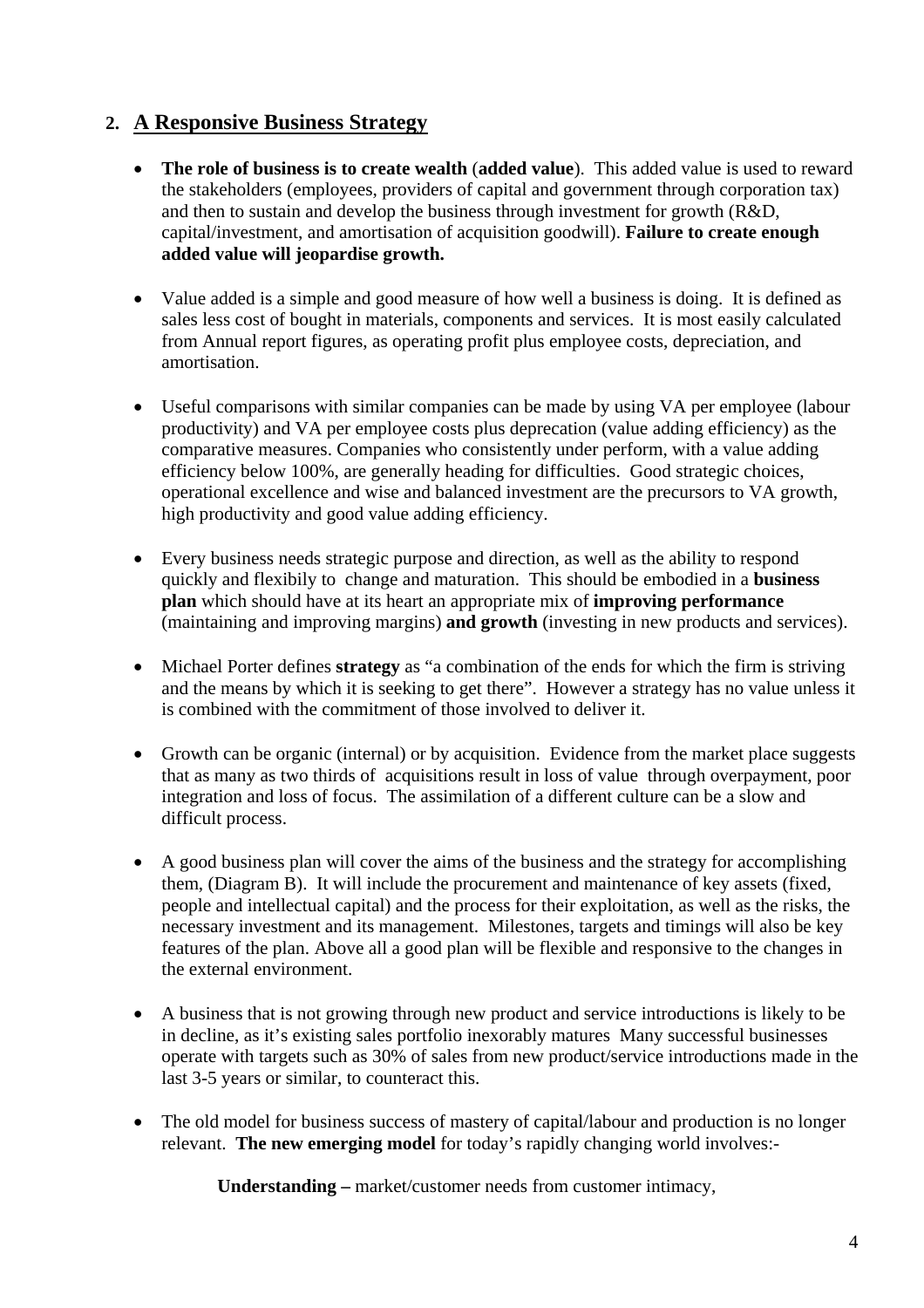## 2. A Responsive Business Strategy

- **The role of business is to create wealth** (**added value**). This added value is used to reward the stakeholders (employees, providers of capital and government through corporation tax) and then to sustain and develop the business through investment for growth (R&D, capital/investment, and amortisation of acquisition goodwill). **Failure to create enough added value will jeopardise growth.**

- Value added is a simple and good measure of how well a business is doing. It is defined as sales less cost of bought in materials, components and services. It is most easily calculated from Annual report figures, as operating profit plus employee costs, depreciation, and amortisation.

- Useful comparisons with similar companies can be made by using VA per employee (labour productivity) and VA per employee costs plus deprecation (value adding efficiency) as the comparative measures. Companies who consistently under perform, with a value adding efficiency below 100%, are generally heading for difficulties. Good strategic choices, operational excellence and wise and balanced investment are the precursors to VA growth, high productivity and good value adding efficiency.

- Every business needs strategic purpose and direction, as well as the ability to respond quickly and flexibily to change and maturation. This should be embodied in a **business plan** which should have at its heart an appropriate mix of **improving performance** (maintaining and improving margins) **and growth** (investing in new products and services).

- Michael Porter defines **strategy** as "a combination of the ends for which the firm is striving and the means by which it is seeking to get there". However a strategy has no value unless it is combined with the commitment of those involved to deliver it.

- Growth can be organic (internal) or by acquisition. Evidence from the market place suggests that as many as two thirds of acquisitions result in loss of value through overpayment, poor integration and loss of focus. The assimilation of a different culture can be a slow and difficult process.

- A good business plan will cover the aims of the business and the strategy for accomplishing them, (Diagram B). It will include the procurement and maintenance of key assets (fixed, people and intellectual capital) and the process for their exploitation, as well as the risks, the necessary investment and its management. Milestones, targets and timings will also be key features of the plan. Above all a good plan will be flexible and responsive to the changes in the external environment.

- A business that is not growing through new product and service introductions is likely to be in decline, as it's existing sales portfolio inexorably matures Many successful businesses operate with targets such as 30% of sales from new product/service introductions made in the last 3-5 years or similar, to counteract this.

- The old model for business success of mastery of capital/labour and production is no longer relevant. **The new emerging model** for today's rapidly changing world involves:-

  **Understanding –** market/customer needs from customer intimacy,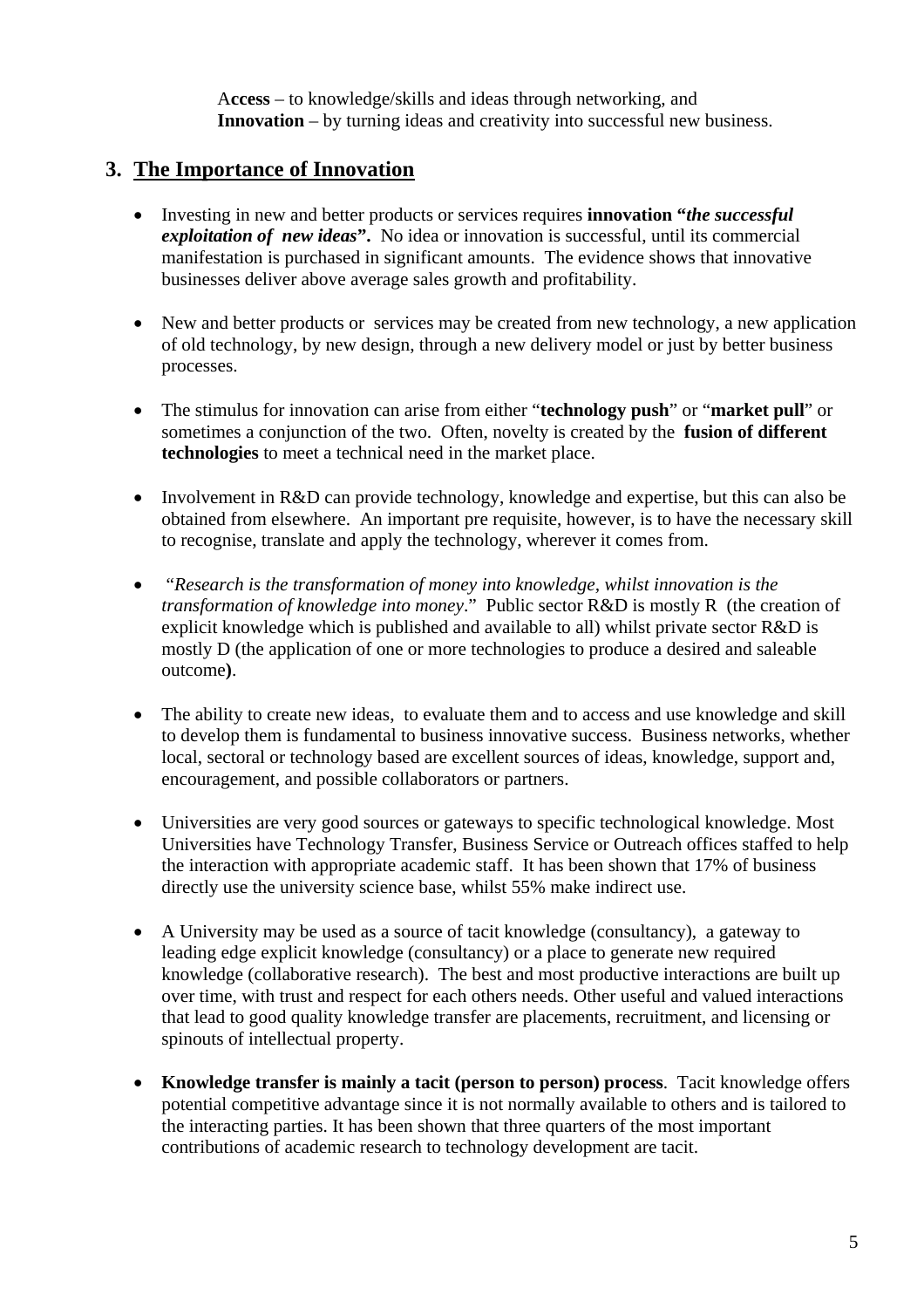**Access** – to knowledge/skills and ideas through networking, and
**Innovation** – by turning ideas and creativity into successful new business.

## 3. The Importance of Innovation

- Investing in new and better products or services requires **innovation "*the successful exploitation of new ideas*".** No idea or innovation is successful, until its commercial manifestation is purchased in significant amounts. The evidence shows that innovative businesses deliver above average sales growth and profitability.

- New and better products or services may be created from new technology, a new application of old technology, by new design, through a new delivery model or just by better business processes.

- The stimulus for innovation can arise from either "**technology push**" or "**market pull**" or sometimes a conjunction of the two. Often, novelty is created by the **fusion of different technologies** to meet a technical need in the market place.

- Involvement in R&D can provide technology, knowledge and expertise, but this can also be obtained from elsewhere. An important pre requisite, however, is to have the necessary skill to recognise, translate and apply the technology, wherever it comes from.

- "*Research is the transformation of money into knowledge, whilst innovation is the transformation of knowledge into money*." Public sector R&D is mostly R (the creation of explicit knowledge which is published and available to all) whilst private sector R&D is mostly D (the application of one or more technologies to produce a desired and saleable outcome).

- The ability to create new ideas, to evaluate them and to access and use knowledge and skill to develop them is fundamental to business innovative success. Business networks, whether local, sectoral or technology based are excellent sources of ideas, knowledge, support and, encouragement, and possible collaborators or partners.

- Universities are very good sources or gateways to specific technological knowledge. Most Universities have Technology Transfer, Business Service or Outreach offices staffed to help the interaction with appropriate academic staff. It has been shown that 17% of business directly use the university science base, whilst 55% make indirect use.

- A University may be used as a source of tacit knowledge (consultancy), a gateway to leading edge explicit knowledge (consultancy) or a place to generate new required knowledge (collaborative research). The best and most productive interactions are built up over time, with trust and respect for each others needs. Other useful and valued interactions that lead to good quality knowledge transfer are placements, recruitment, and licensing or spinouts of intellectual property.

- **Knowledge transfer is mainly a tacit (person to person) process**. Tacit knowledge offers potential competitive advantage since it is not normally available to others and is tailored to the interacting parties. It has been shown that three quarters of the most important contributions of academic research to technology development are tacit.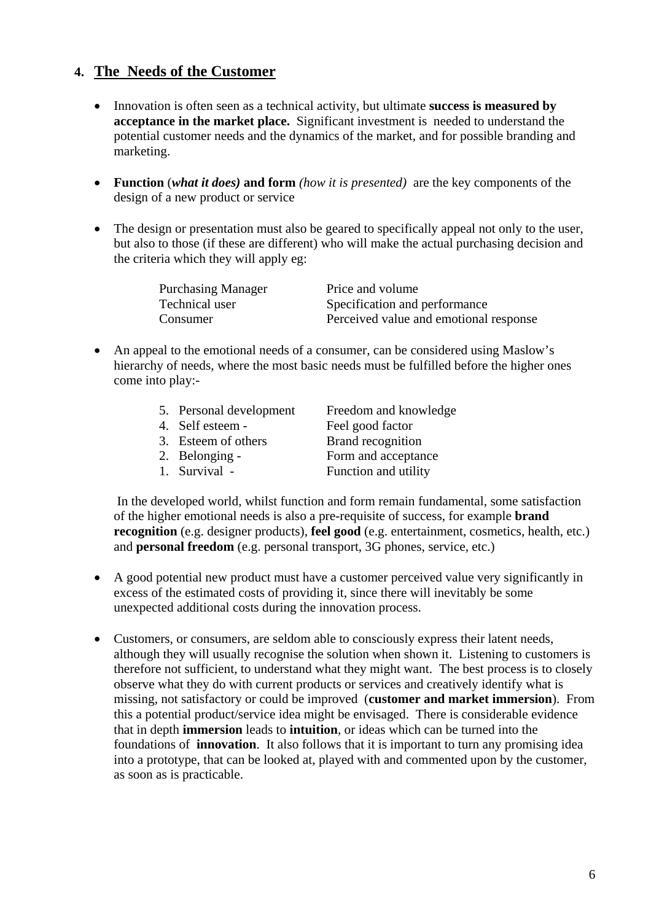## 4. The Needs of the Customer

- Innovation is often seen as a technical activity, but ultimate **success is measured by acceptance in the market place.** Significant investment is needed to understand the potential customer needs and the dynamics of the market, and for possible branding and marketing.

- **Function** (***what it does)*** **and form** *(how it is presented)* are the key components of the design of a new product or service

- The design or presentation must also be geared to specifically appeal not only to the user, but also to those (if these are different) who will make the actual purchasing decision and the criteria which they will apply eg:

| | |
|---|---|
| Purchasing Manager | Price and volume |
| Technical user | Specification and performance |
| Consumer | Perceived value and emotional response |

- An appeal to the emotional needs of a consumer, can be considered using Maslow's hierarchy of needs, where the most basic needs must be fulfilled before the higher ones come into play:-

| | |
|---|---|
| 5. Personal development | Freedom and knowledge |
| 4. Self esteem - | Feel good factor |
| 3. Esteem of others | Brand recognition |
| 2. Belonging - | Form and acceptance |
| 1. Survival - | Function and utility |

  In the developed world, whilst function and form remain fundamental, some satisfaction of the higher emotional needs is also a pre-requisite of success, for example **brand recognition** (e.g. designer products), **feel good** (e.g. entertainment, cosmetics, health, etc.) and **personal freedom** (e.g. personal transport, 3G phones, service, etc.)

- A good potential new product must have a customer perceived value very significantly in excess of the estimated costs of providing it, since there will inevitably be some unexpected additional costs during the innovation process.

- Customers, or consumers, are seldom able to consciously express their latent needs, although they will usually recognise the solution when shown it. Listening to customers is therefore not sufficient, to understand what they might want. The best process is to closely observe what they do with current products or services and creatively identify what is missing, not satisfactory or could be improved (**customer and market immersion**). From this a potential product/service idea might be envisaged. There is considerable evidence that in depth **immersion** leads to **intuition**, or ideas which can be turned into the foundations of **innovation**. It also follows that it is important to turn any promising idea into a prototype, that can be looked at, played with and commented upon by the customer, as soon as is practicable.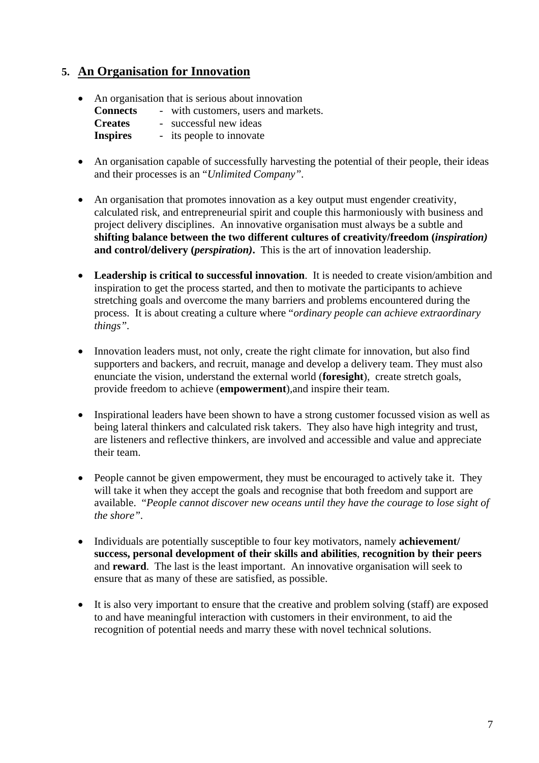## 5. An Organisation for Innovation

- An organisation that is serious about innovation
  **Connects** - with customers, users and markets.
  **Creates** - successful new ideas
  **Inspires** - its people to innovate

- An organisation capable of successfully harvesting the potential of their people, their ideas and their processes is an "*Unlimited Company"*.

- An organisation that promotes innovation as a key output must engender creativity, calculated risk, and entrepreneurial spirit and couple this harmoniously with business and project delivery disciplines. An innovative organisation must always be a subtle and **shifting balance between the two different cultures of creativity/freedom (*inspiration)* and control/delivery (*perspiration)*.** This is the art of innovation leadership.

- **Leadership is critical to successful innovation**. It is needed to create vision/ambition and inspiration to get the process started, and then to motivate the participants to achieve stretching goals and overcome the many barriers and problems encountered during the process. It is about creating a culture where "*ordinary people can achieve extraordinary things"*.

- Innovation leaders must, not only, create the right climate for innovation, but also find supporters and backers, and recruit, manage and develop a delivery team. They must also enunciate the vision, understand the external world (**foresight**), create stretch goals, provide freedom to achieve (**empowerment**),and inspire their team.

- Inspirational leaders have been shown to have a strong customer focussed vision as well as being lateral thinkers and calculated risk takers. They also have high integrity and trust, are listeners and reflective thinkers, are involved and accessible and value and appreciate their team.

- People cannot be given empowerment, they must be encouraged to actively take it. They will take it when they accept the goals and recognise that both freedom and support are available. "*People cannot discover new oceans until they have the courage to lose sight of the shore"*.

- Individuals are potentially susceptible to four key motivators, namely **achievement/ success, personal development of their skills and abilities**, **recognition by their peers** and **reward**. The last is the least important. An innovative organisation will seek to ensure that as many of these are satisfied, as possible.

- It is also very important to ensure that the creative and problem solving (staff) are exposed to and have meaningful interaction with customers in their environment, to aid the recognition of potential needs and marry these with novel technical solutions.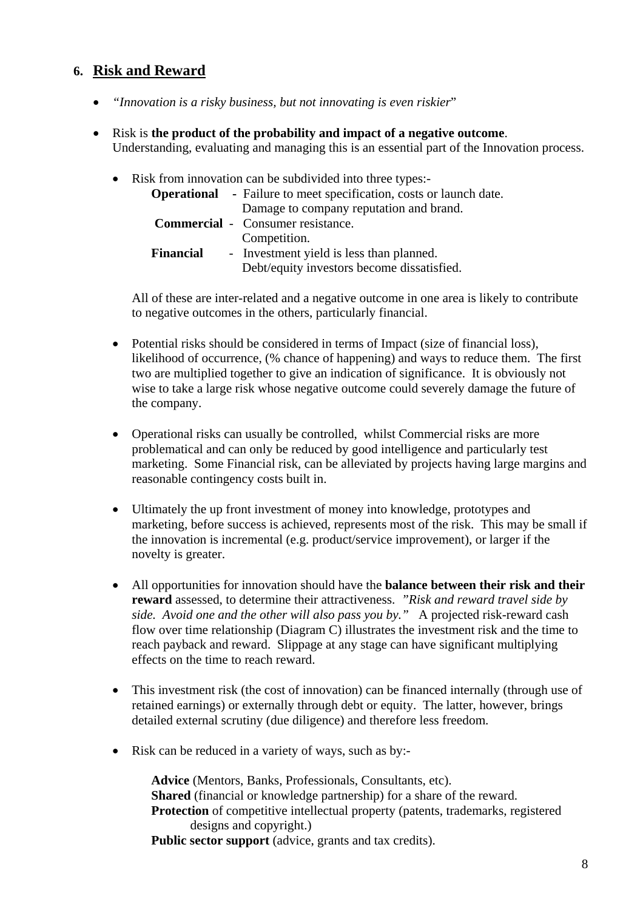## 6. Risk and Reward

- *"Innovation is a risky business, but not innovating is even riskier*"
- Risk is **the product of the probability and impact of a negative outcome**. Understanding, evaluating and managing this is an essential part of the Innovation process.
  - Risk from innovation can be subdivided into three types:-

    **Operational** - Failure to meet specification, costs or launch date.
    Damage to company reputation and brand.
    **Commercial** - Consumer resistance.
    Competition.
    **Financial** - Investment yield is less than planned.
    Debt/equity investors become dissatisfied.

    All of these are inter-related and a negative outcome in one area is likely to contribute to negative outcomes in the others, particularly financial.

  - Potential risks should be considered in terms of Impact (size of financial loss), likelihood of occurrence, (% chance of happening) and ways to reduce them. The first two are multiplied together to give an indication of significance. It is obviously not wise to take a large risk whose negative outcome could severely damage the future of the company.
  - Operational risks can usually be controlled, whilst Commercial risks are more problematical and can only be reduced by good intelligence and particularly test marketing. Some Financial risk, can be alleviated by projects having large margins and reasonable contingency costs built in.
  - Ultimately the up front investment of money into knowledge, prototypes and marketing, before success is achieved, represents most of the risk. This may be small if the innovation is incremental (e.g. product/service improvement), or larger if the novelty is greater.
  - All opportunities for innovation should have the **balance between their risk and their reward** assessed, to determine their attractiveness. *"Risk and reward travel side by side. Avoid one and the other will also pass you by."* A projected risk-reward cash flow over time relationship (Diagram C) illustrates the investment risk and the time to reach payback and reward. Slippage at any stage can have significant multiplying effects on the time to reach reward.
  - This investment risk (the cost of innovation) can be financed internally (through use of retained earnings) or externally through debt or equity. The latter, however, brings detailed external scrutiny (due diligence) and therefore less freedom.
  - Risk can be reduced in a variety of ways, such as by:-

    **Advice** (Mentors, Banks, Professionals, Consultants, etc).
    **Shared** (financial or knowledge partnership) for a share of the reward.
    **Protection** of competitive intellectual property (patents, trademarks, registered designs and copyright.)
    **Public sector support** (advice, grants and tax credits).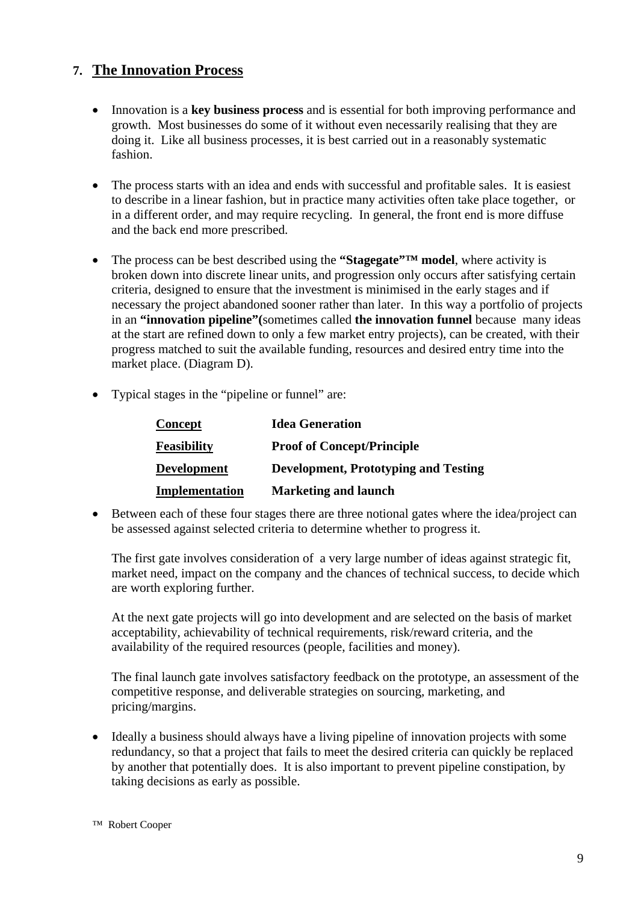## 7. The Innovation Process

- Innovation is a **key business process** and is essential for both improving performance and growth. Most businesses do some of it without even necessarily realising that they are doing it. Like all business processes, it is best carried out in a reasonably systematic fashion.

- The process starts with an idea and ends with successful and profitable sales. It is easiest to describe in a linear fashion, but in practice many activities often take place together, or in a different order, and may require recycling. In general, the front end is more diffuse and the back end more prescribed.

- The process can be best described using the **"Stagegate"™ model**, where activity is broken down into discrete linear units, and progression only occurs after satisfying certain criteria, designed to ensure that the investment is minimised in the early stages and if necessary the project abandoned sooner rather than later. In this way a portfolio of projects in an **"innovation pipeline"(**sometimes called **the innovation funnel** because many ideas at the start are refined down to only a few market entry projects), can be created, with their progress matched to suit the available funding, resources and desired entry time into the market place. (Diagram D).

- Typical stages in the "pipeline or funnel" are:

| | |
|---|---|
| **Concept** | **Idea Generation** |
| **Feasibility** | **Proof of Concept/Principle** |
| **Development** | **Development, Prototyping and Testing** |
| **Implementation** | **Marketing and launch** |

- Between each of these four stages there are three notional gates where the idea/project can be assessed against selected criteria to determine whether to progress it.

  The first gate involves consideration of a very large number of ideas against strategic fit, market need, impact on the company and the chances of technical success, to decide which are worth exploring further.

  At the next gate projects will go into development and are selected on the basis of market acceptability, achievability of technical requirements, risk/reward criteria, and the availability of the required resources (people, facilities and money).

  The final launch gate involves satisfactory feedback on the prototype, an assessment of the competitive response, and deliverable strategies on sourcing, marketing, and pricing/margins.

- Ideally a business should always have a living pipeline of innovation projects with some redundancy, so that a project that fails to meet the desired criteria can quickly be replaced by another that potentially does. It is also important to prevent pipeline constipation, by taking decisions as early as possible.

™ Robert Cooper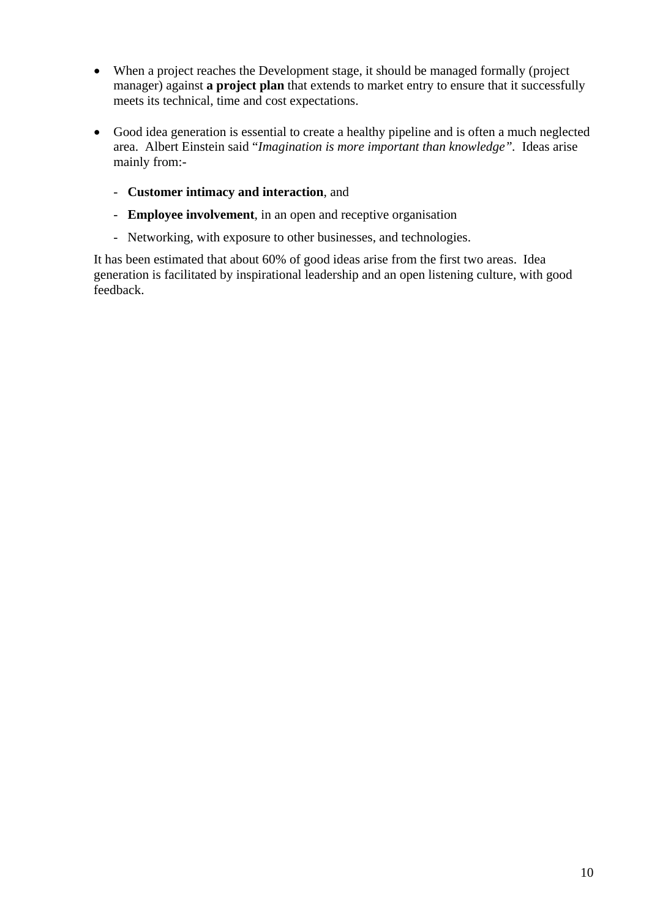- When a project reaches the Development stage, it should be managed formally (project manager) against **a project plan** that extends to market entry to ensure that it successfully meets its technical, time and cost expectations.

- Good idea generation is essential to create a healthy pipeline and is often a much neglected area. Albert Einstein said "*Imagination is more important than knowledge"*. Ideas arise mainly from:-

  - **Customer intimacy and interaction**, and
  - **Employee involvement**, in an open and receptive organisation
  - Networking, with exposure to other businesses, and technologies.

It has been estimated that about 60% of good ideas arise from the first two areas. Idea generation is facilitated by inspirational leadership and an open listening culture, with good feedback.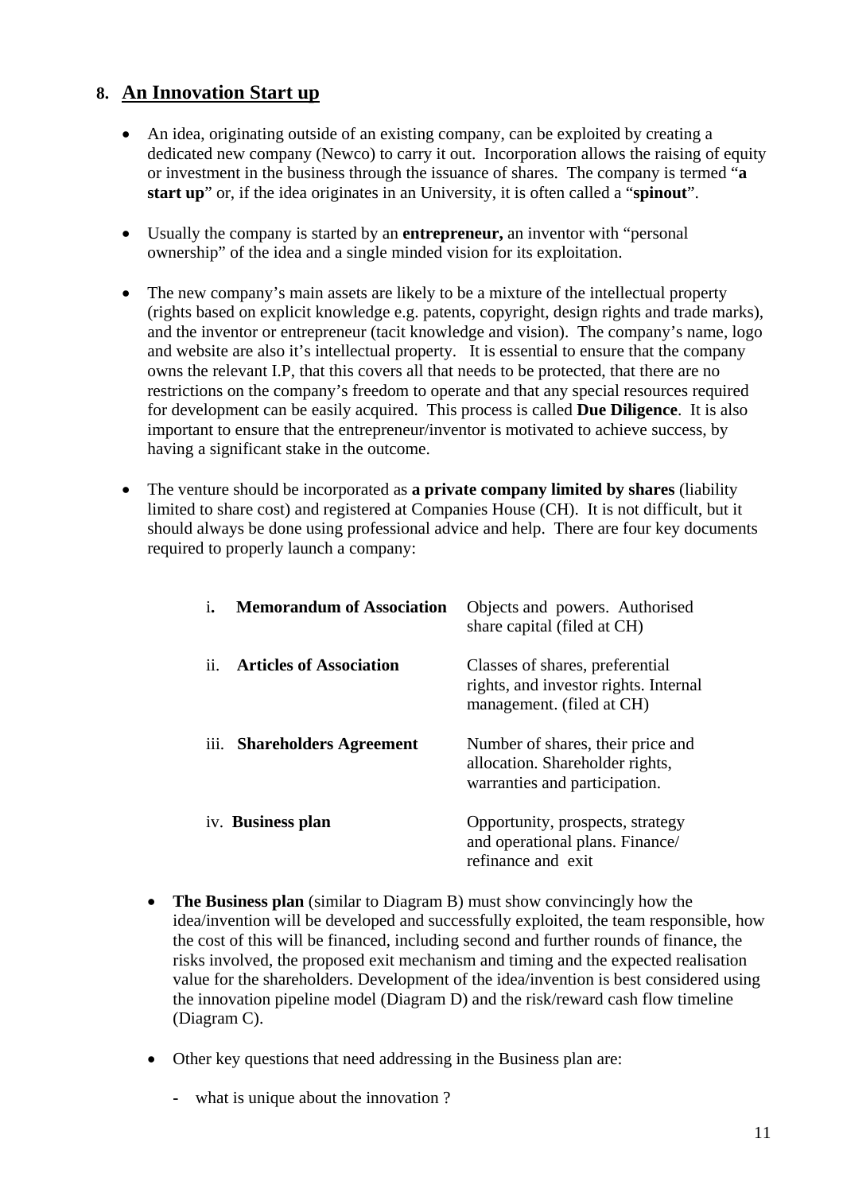## 8. An Innovation Start up

- An idea, originating outside of an existing company, can be exploited by creating a dedicated new company (Newco) to carry it out. Incorporation allows the raising of equity or investment in the business through the issuance of shares. The company is termed "**a start up**" or, if the idea originates in an University, it is often called a "**spinout**".

- Usually the company is started by an **entrepreneur,** an inventor with "personal ownership" of the idea and a single minded vision for its exploitation.

- The new company's main assets are likely to be a mixture of the intellectual property (rights based on explicit knowledge e.g. patents, copyright, design rights and trade marks), and the inventor or entrepreneur (tacit knowledge and vision). The company's name, logo and website are also it's intellectual property. It is essential to ensure that the company owns the relevant I.P, that this covers all that needs to be protected, that there are no restrictions on the company's freedom to operate and that any special resources required for development can be easily acquired. This process is called **Due Diligence**. It is also important to ensure that the entrepreneur/inventor is motivated to achieve success, by having a significant stake in the outcome.

- The venture should be incorporated as **a private company limited by shares** (liability limited to share cost) and registered at Companies House (CH). It is not difficult, but it should always be done using professional advice and help. There are four key documents required to properly launch a company:

| | |
|---|---|
| i. **Memorandum of Association** | Objects and powers. Authorised share capital (filed at CH) |
| ii. **Articles of Association** | Classes of shares, preferential rights, and investor rights. Internal management. (filed at CH) |
| iii. **Shareholders Agreement** | Number of shares, their price and allocation. Shareholder rights, warranties and participation. |
| iv. **Business plan** | Opportunity, prospects, strategy and operational plans. Finance/ refinance and exit |

- **The Business plan** (similar to Diagram B) must show convincingly how the idea/invention will be developed and successfully exploited, the team responsible, how the cost of this will be financed, including second and further rounds of finance, the risks involved, the proposed exit mechanism and timing and the expected realisation value for the shareholders. Development of the idea/invention is best considered using the innovation pipeline model (Diagram D) and the risk/reward cash flow timeline (Diagram C).

- Other key questions that need addressing in the Business plan are:
  - what is unique about the innovation ?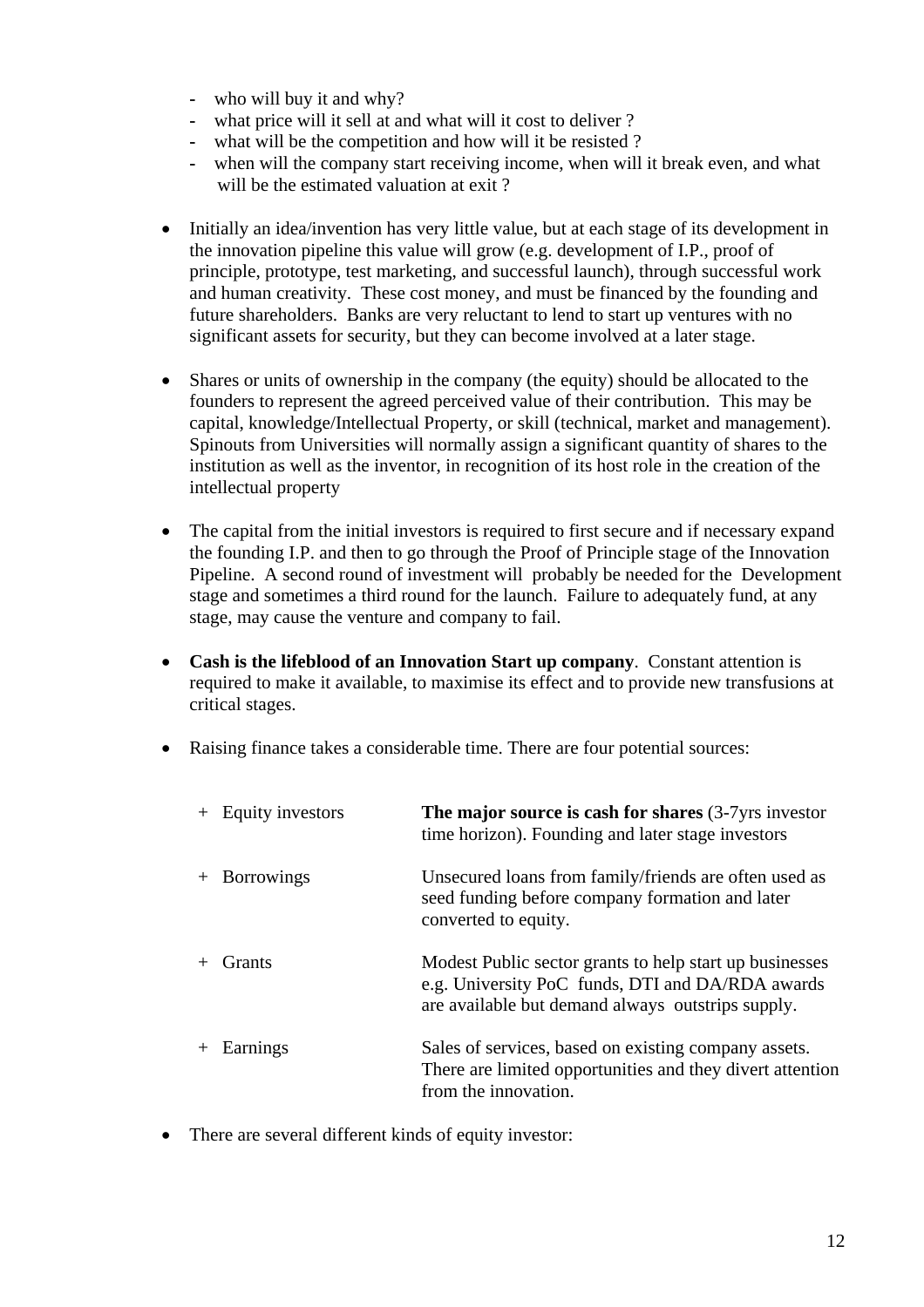- who will buy it and why?
- what price will it sell at and what will it cost to deliver ?
- what will be the competition and how will it be resisted ?
- when will the company start receiving income, when will it break even, and what will be the estimated valuation at exit ?

- Initially an idea/invention has very little value, but at each stage of its development in the innovation pipeline this value will grow (e.g. development of I.P., proof of principle, prototype, test marketing, and successful launch), through successful work and human creativity. These cost money, and must be financed by the founding and future shareholders. Banks are very reluctant to lend to start up ventures with no significant assets for security, but they can become involved at a later stage.

- Shares or units of ownership in the company (the equity) should be allocated to the founders to represent the agreed perceived value of their contribution. This may be capital, knowledge/Intellectual Property, or skill (technical, market and management). Spinouts from Universities will normally assign a significant quantity of shares to the institution as well as the inventor, in recognition of its host role in the creation of the intellectual property

- The capital from the initial investors is required to first secure and if necessary expand the founding I.P. and then to go through the Proof of Principle stage of the Innovation Pipeline. A second round of investment will probably be needed for the Development stage and sometimes a third round for the launch. Failure to adequately fund, at any stage, may cause the venture and company to fail.

- **Cash is the lifeblood of an Innovation Start up company**. Constant attention is required to make it available, to maximise its effect and to provide new transfusions at critical stages.

- Raising finance takes a considerable time. There are four potential sources:

| | |
|---|---|
| + Equity investors | **The major source is cash for shares** (3-7yrs investor time horizon). Founding and later stage investors |
| + Borrowings | Unsecured loans from family/friends are often used as seed funding before company formation and later converted to equity. |
| + Grants | Modest Public sector grants to help start up businesses e.g. University PoC funds, DTI and DA/RDA awards are available but demand always outstrips supply. |
| + Earnings | Sales of services, based on existing company assets. There are limited opportunities and they divert attention from the innovation. |

- There are several different kinds of equity investor: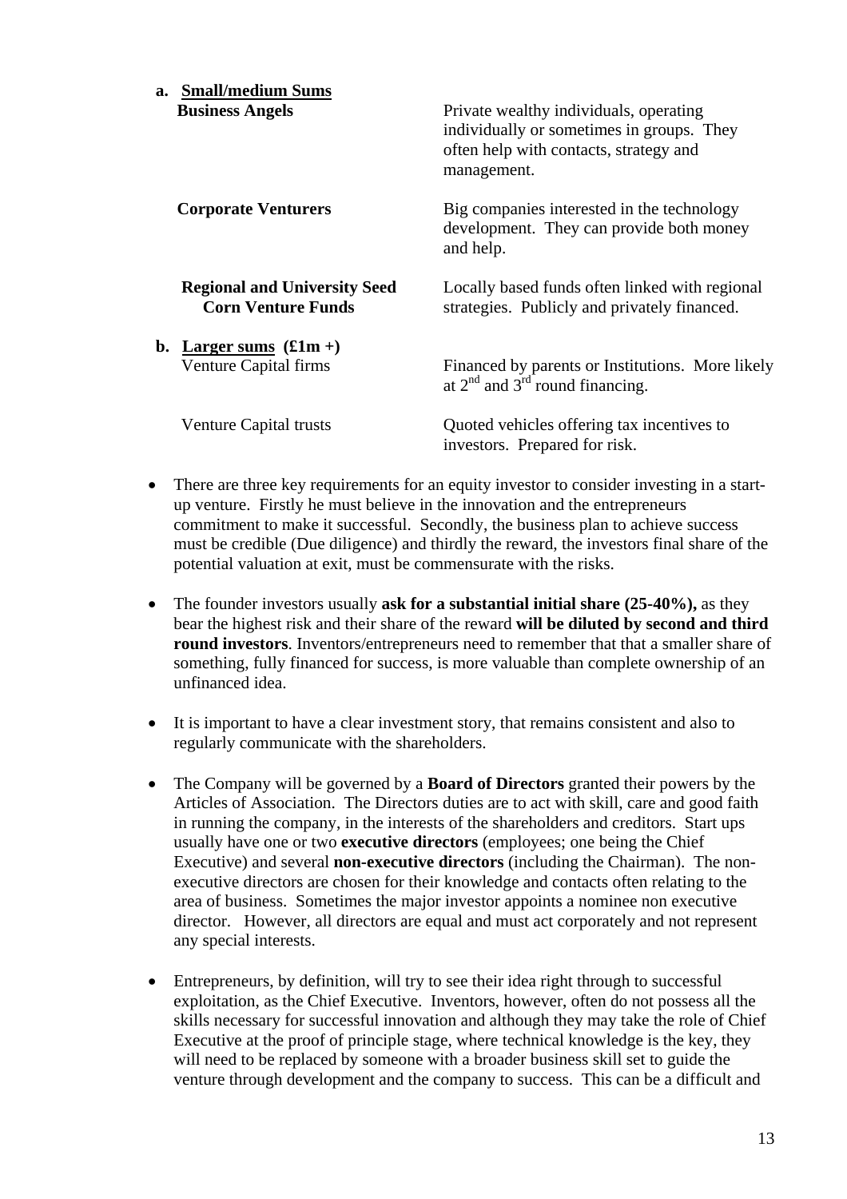a. **Small/medium Sums**

| | |
|---|---|
| **Business Angels** | Private wealthy individuals, operating individually or sometimes in groups. They often help with contacts, strategy and management. |
| **Corporate Venturers** | Big companies interested in the technology development. They can provide both money and help. |
| **Regional and University Seed Corn Venture Funds** | Locally based funds often linked with regional strategies. Publicly and privately financed. |

b. **Larger sums (£1m +)**

| | |
|---|---|
| Venture Capital firms | Financed by parents or Institutions. More likely at 2nd and 3rd round financing. |
| Venture Capital trusts | Quoted vehicles offering tax incentives to investors. Prepared for risk. |

- There are three key requirements for an equity investor to consider investing in a start-up venture. Firstly he must believe in the innovation and the entrepreneurs commitment to make it successful. Secondly, the business plan to achieve success must be credible (Due diligence) and thirdly the reward, the investors final share of the potential valuation at exit, must be commensurate with the risks.

- The founder investors usually **ask for a substantial initial share (25-40%),** as they bear the highest risk and their share of the reward **will be diluted by second and third round investors**. Inventors/entrepreneurs need to remember that that a smaller share of something, fully financed for success, is more valuable than complete ownership of an unfinanced idea.

- It is important to have a clear investment story, that remains consistent and also to regularly communicate with the shareholders.

- The Company will be governed by a **Board of Directors** granted their powers by the Articles of Association. The Directors duties are to act with skill, care and good faith in running the company, in the interests of the shareholders and creditors. Start ups usually have one or two **executive directors** (employees; one being the Chief Executive) and several **non-executive directors** (including the Chairman). The non-executive directors are chosen for their knowledge and contacts often relating to the area of business. Sometimes the major investor appoints a nominee non executive director. However, all directors are equal and must act corporately and not represent any special interests.

- Entrepreneurs, by definition, will try to see their idea right through to successful exploitation, as the Chief Executive. Inventors, however, often do not possess all the skills necessary for successful innovation and although they may take the role of Chief Executive at the proof of principle stage, where technical knowledge is the key, they will need to be replaced by someone with a broader business skill set to guide the venture through development and the company to success. This can be a difficult and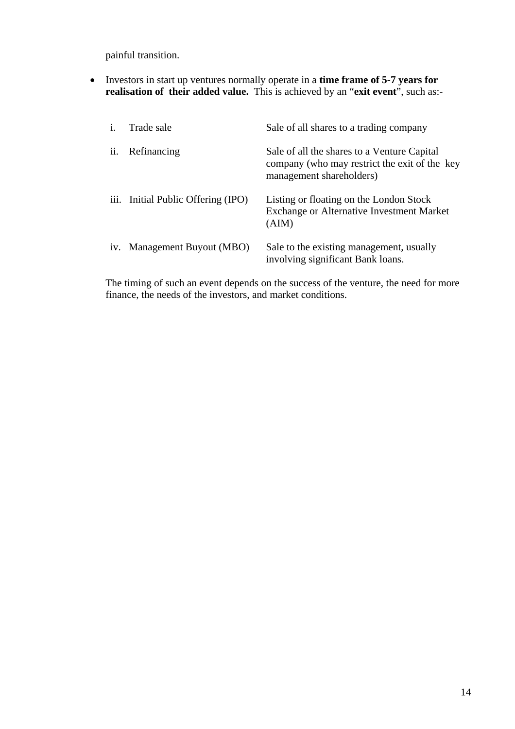painful transition.

- Investors in start up ventures normally operate in a **time frame of 5-7 years for realisation of their added value.** This is achieved by an "**exit event**", such as:-

| | | |
|---|---|---|
| i. | Trade sale | Sale of all shares to a trading company |
| ii. | Refinancing | Sale of all the shares to a Venture Capital company (who may restrict the exit of the key management shareholders) |
| iii. | Initial Public Offering (IPO) | Listing or floating on the London Stock Exchange or Alternative Investment Market (AIM) |
| iv. | Management Buyout (MBO) | Sale to the existing management, usually involving significant Bank loans. |

The timing of such an event depends on the success of the venture, the need for more finance, the needs of the investors, and market conditions.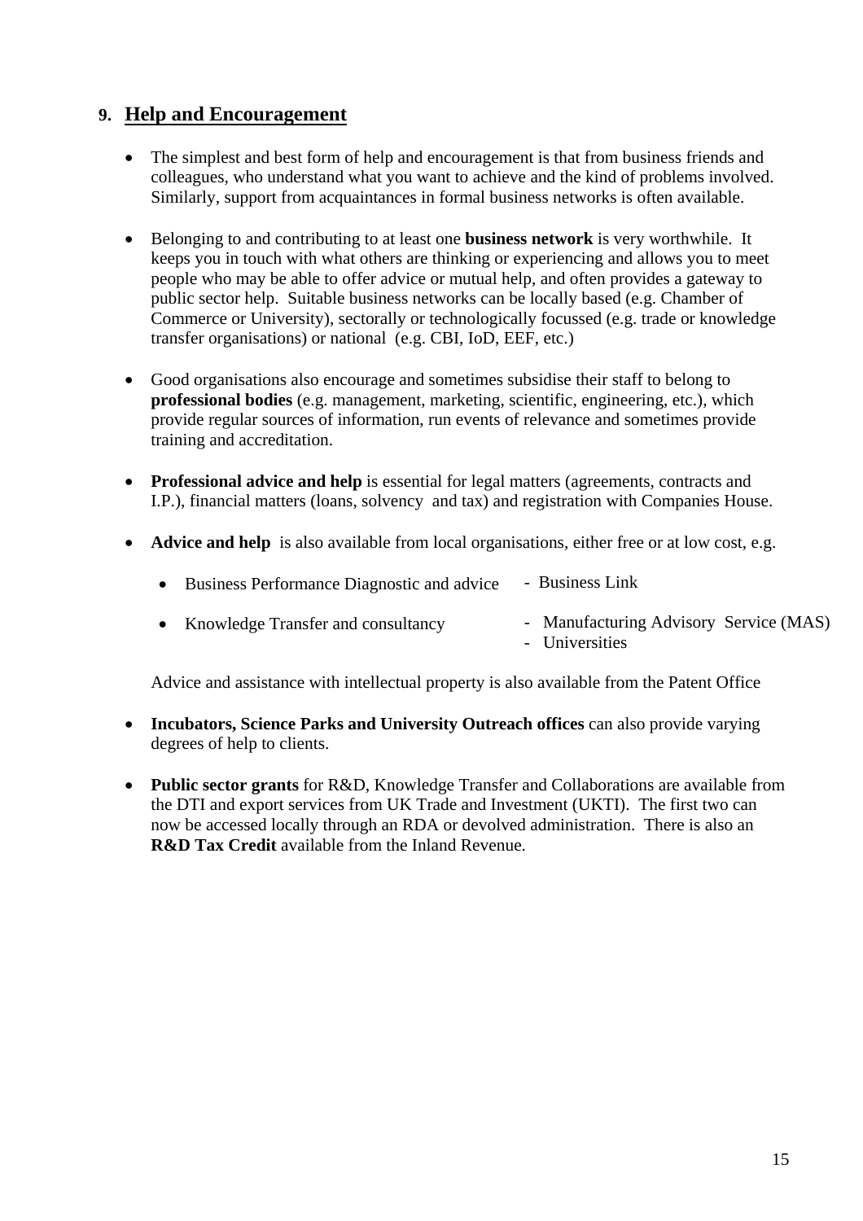## 9. Help and Encouragement

- The simplest and best form of help and encouragement is that from business friends and colleagues, who understand what you want to achieve and the kind of problems involved. Similarly, support from acquaintances in formal business networks is often available.

- Belonging to and contributing to at least one **business network** is very worthwhile. It keeps you in touch with what others are thinking or experiencing and allows you to meet people who may be able to offer advice or mutual help, and often provides a gateway to public sector help. Suitable business networks can be locally based (e.g. Chamber of Commerce or University), sectorally or technologically focussed (e.g. trade or knowledge transfer organisations) or national (e.g. CBI, IoD, EEF, etc.)

- Good organisations also encourage and sometimes subsidise their staff to belong to **professional bodies** (e.g. management, marketing, scientific, engineering, etc.), which provide regular sources of information, run events of relevance and sometimes provide training and accreditation.

- **Professional advice and help** is essential for legal matters (agreements, contracts and I.P.), financial matters (loans, solvency and tax) and registration with Companies House.

- **Advice and help** is also available from local organisations, either free or at low cost, e.g.

  - Business Performance Diagnostic and advice - Business Link
  - Knowledge Transfer and consultancy - Manufacturing Advisory Service (MAS) - Universities

  Advice and assistance with intellectual property is also available from the Patent Office

- **Incubators, Science Parks and University Outreach offices** can also provide varying degrees of help to clients.

- **Public sector grants** for R&D, Knowledge Transfer and Collaborations are available from the DTI and export services from UK Trade and Investment (UKTI). The first two can now be accessed locally through an RDA or devolved administration. There is also an **R&D Tax Credit** available from the Inland Revenue.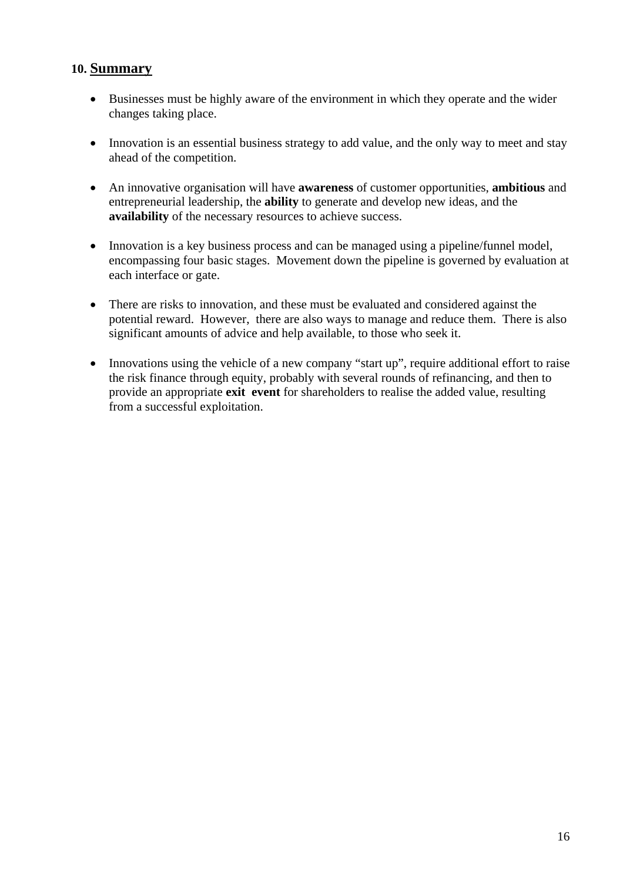## 10. Summary

- Businesses must be highly aware of the environment in which they operate and the wider changes taking place.

- Innovation is an essential business strategy to add value, and the only way to meet and stay ahead of the competition.

- An innovative organisation will have **awareness** of customer opportunities, **ambitious** and entrepreneurial leadership, the **ability** to generate and develop new ideas, and the **availability** of the necessary resources to achieve success.

- Innovation is a key business process and can be managed using a pipeline/funnel model, encompassing four basic stages. Movement down the pipeline is governed by evaluation at each interface or gate.

- There are risks to innovation, and these must be evaluated and considered against the potential reward. However, there are also ways to manage and reduce them. There is also significant amounts of advice and help available, to those who seek it.

- Innovations using the vehicle of a new company "start up", require additional effort to raise the risk finance through equity, probably with several rounds of refinancing, and then to provide an appropriate **exit event** for shareholders to realise the added value, resulting from a successful exploitation.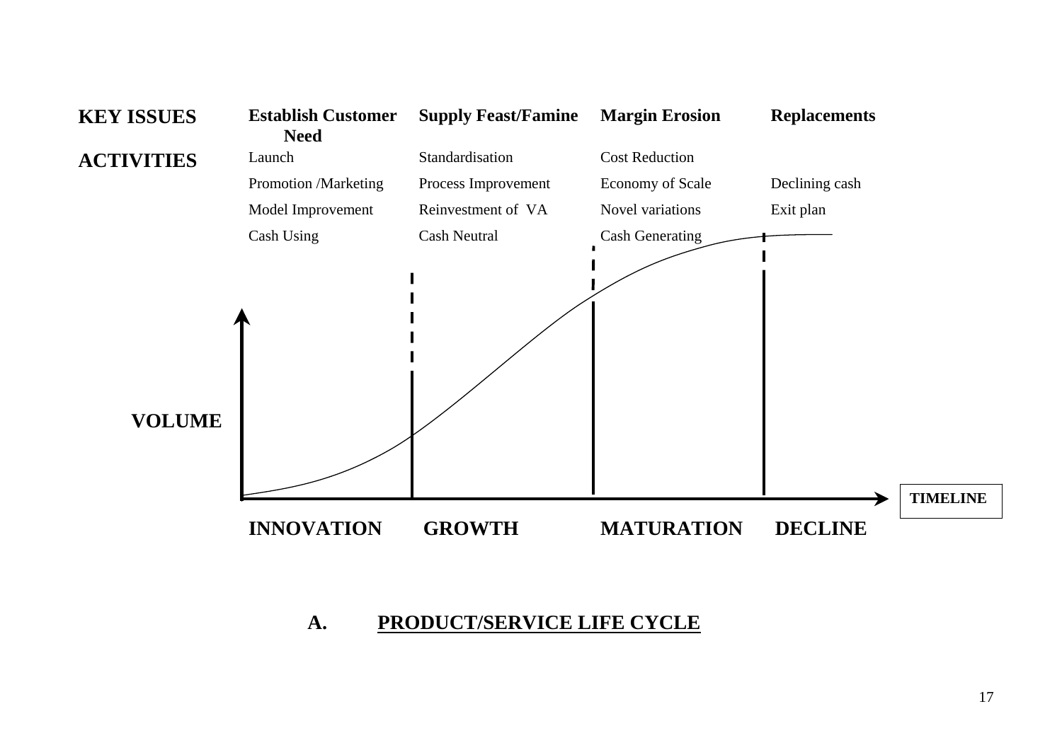| KEY ISSUES | Establish Customer Need | Supply Feast/Famine | Margin Erosion | Replacements |
|---|---|---|---|---|
| ACTIVITIES | Launch | Standardisation | Cost Reduction | |
| | Promotion /Marketing | Process Improvement | Economy of Scale | Declining cash |
| | Model Improvement | Reinvestment of VA | Novel variations | Exit plan |
| | Cash Using | Cash Neutral | Cash Generating | |

VOLUME

TIMELINE

| INNOVATION | GROWTH | MATURATION | DECLINE |
|---|---|---|---|

## A. PRODUCT/SERVICE LIFE CYCLE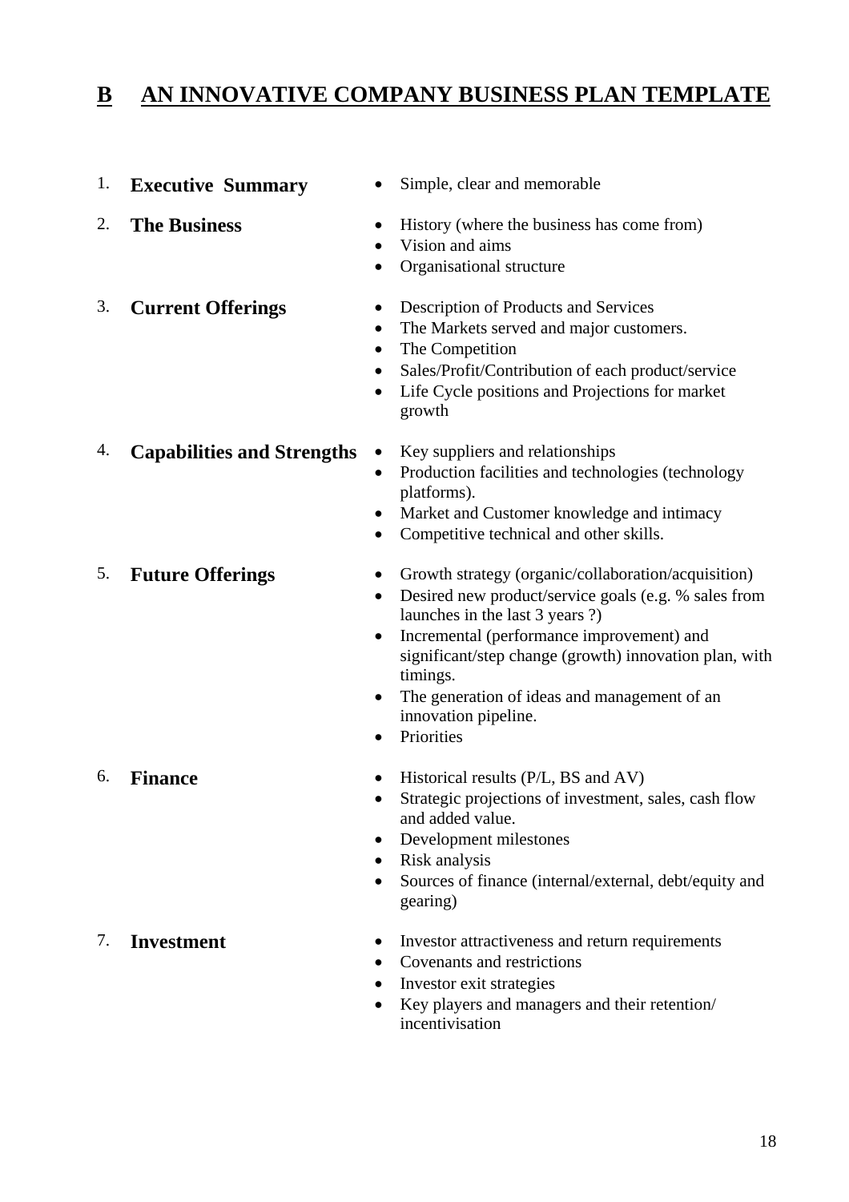## B AN INNOVATIVE COMPANY BUSINESS PLAN TEMPLATE

1. **Executive Summary**
   - Simple, clear and memorable

2. **The Business**
   - History (where the business has come from)
   - Vision and aims
   - Organisational structure

3. **Current Offerings**
   - Description of Products and Services
   - The Markets served and major customers.
   - The Competition
   - Sales/Profit/Contribution of each product/service
   - Life Cycle positions and Projections for market growth

4. **Capabilities and Strengths**
   - Key suppliers and relationships
   - Production facilities and technologies (technology platforms).
   - Market and Customer knowledge and intimacy
   - Competitive technical and other skills.

5. **Future Offerings**
   - Growth strategy (organic/collaboration/acquisition)
   - Desired new product/service goals (e.g. % sales from launches in the last 3 years ?)
   - Incremental (performance improvement) and significant/step change (growth) innovation plan, with timings.
   - The generation of ideas and management of an innovation pipeline.
   - Priorities

6. **Finance**
   - Historical results (P/L, BS and AV)
   - Strategic projections of investment, sales, cash flow and added value.
   - Development milestones
   - Risk analysis
   - Sources of finance (internal/external, debt/equity and gearing)

7. **Investment**
   - Investor attractiveness and return requirements
   - Covenants and restrictions
   - Investor exit strategies
   - Key players and managers and their retention/ incentivisation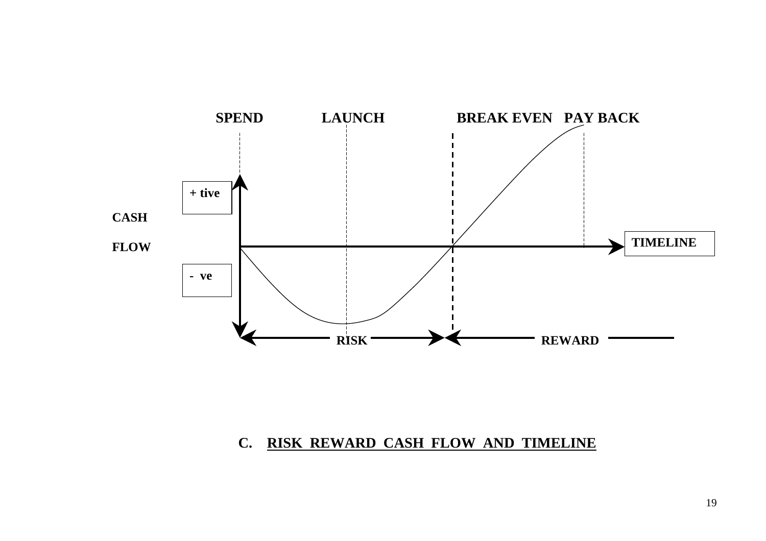SPEND LAUNCH BREAK EVEN PAY BACK

CASH FLOW

+ tive

- ve

TIMELINE

RISK REWARD

**C. RISK REWARD CASH FLOW AND TIMELINE**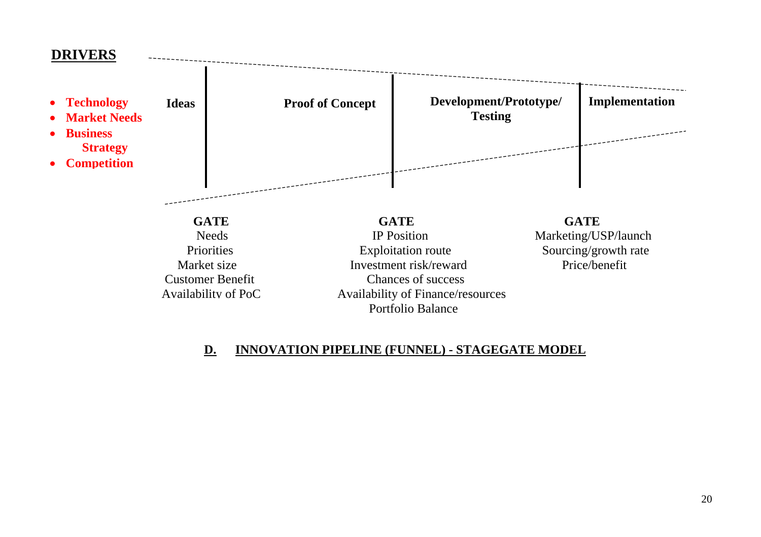**DRIVERS**

- **Technology**
- **Market Needs**
- **Business Strategy**
- **Competition**

| **Ideas** | **Proof of Concept** | **Development/Prototype/ Testing** | **Implementation** |
|---|---|---|---|

| **GATE** | **GATE** | **GATE** |
|---|---|---|
| Needs | IP Position | Marketing/USP/launch |
| Priorities | Exploitation route | Sourcing/growth rate |
| Market size | Investment risk/reward | Price/benefit |
| Customer Benefit | Chances of success | |
| Availability of PoC | Availability of Finance/resources | |
| | Portfolio Balance | |

**D. INNOVATION PIPELINE (FUNNEL) - STAGEGATE MODEL**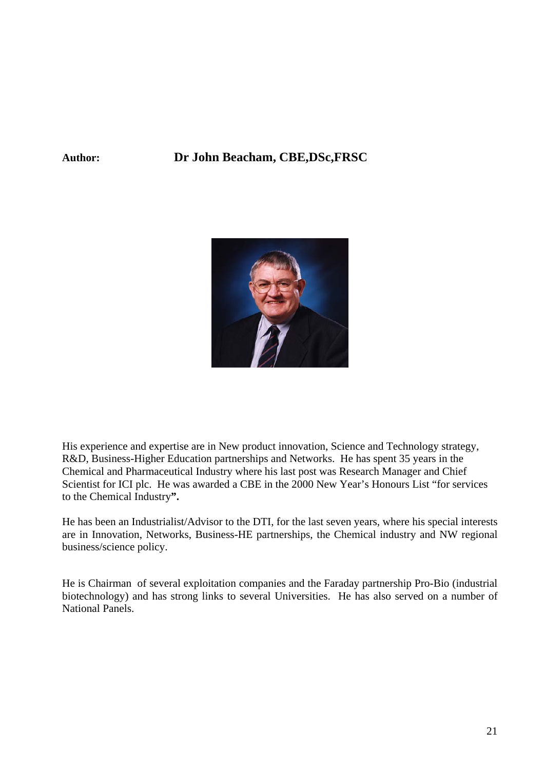**Author:** **Dr John Beacham, CBE,DSc,FRSC**

His experience and expertise are in New product innovation, Science and Technology strategy, R&D, Business-Higher Education partnerships and Networks. He has spent 35 years in the Chemical and Pharmaceutical Industry where his last post was Research Manager and Chief Scientist for ICI plc. He was awarded a CBE in the 2000 New Year's Honours List "for services to the Chemical Industry**".**

He has been an Industrialist/Advisor to the DTI, for the last seven years, where his special interests are in Innovation, Networks, Business-HE partnerships, the Chemical industry and NW regional business/science policy.

He is Chairman of several exploitation companies and the Faraday partnership Pro-Bio (industrial biotechnology) and has strong links to several Universities. He has also served on a number of National Panels.